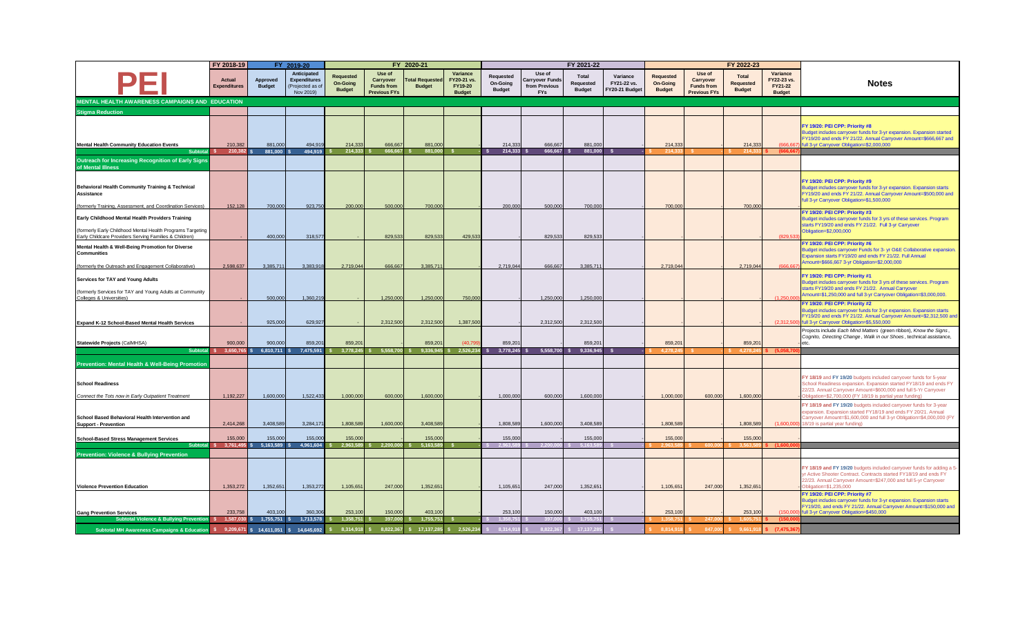| PEI | FY 2018-19 | FY 2019-20 | | FY 2020-21 | | | | FY 2021-22 | | | | FY 2022-23 | | | | Notes |
|---|---|---|---|---|---|---|---|---|---|---|---|---|---|---|---|---|
| | Actual Expenditures | Approved Budget | Anticipated Expenditures (Projected as of Nov 2019) | Requested On-Going Budget | Use of Carryover Funds from Previous FYs | Total Requested Budget | Variance FY20-21 vs. FY19-20 Budget | Requested On-Going Budget | Use of Carryover Funds from Previous FYs | Total Requested Budget | Variance FY21-22 vs. FY20-21 Budget | Requested On-Going Budget | Use of Carryover Funds from Previous FYs | Total Requested Budget | Variance FY22-23 vs. FY21-22 Budget | |
| **MENTAL HEALTH AWARENESS CAMPAIGNS AND EDUCATION** | | | | | | | | | | | | | | | | |
| **Stigma Reduction** | | | | | | | | | | | | | | | | |
| **Mental Health Community Education Events** | 210,382 | 881,000 | 494,919 | 214,333 | 666,667 | 881,000 | - | 214,333 | 666,667 | 881,000 | | 214,333 | | 214,333 | (666,667) | FY 19/20: PEI CPP: Priority #8 Budget includes carryover funds for 3-yr expansion. Expansion started FY19/20 and ends FY 21/22. Annual Carryover Amount=$666,667 and full 3-yr Carryover Obligation=$2,000,000 |
| Subtotal | $ 210,382 | $ 881,000 | $ 494,919 | $ 214,333 | $ 666,667 | $ 881,000 | $ - | $ 214,333 | $ 666,667 | $ 881,000 | $ - | $ 214,333 | $ - | $ 214,333 | $ (666,667) | |
| **Outreach for Increasing Recognition of Early Signs of Mental Illness** | | | | | | | | | | | | | | | | |
| **Behavioral Health Community Training & Technical Assistance** (formerly Training, Assessment, and Coordination Services) | 152,128 | 700,000 | 923,750 | 200,000 | 500,000 | 700,000 | | 200,000 | 500,000 | 700,000 | | 700,000 | | 700,000 | | FY 19/20: PEI CPP: Priority #9 Budget includes carryover funds for 3-yr expansion. Expansion starts FY19/20 and ends FY 21/22. Annual Carryover Amount=$500,000 and full 3-yr Carryover Obligation=$1,500,000 |
| **Early Childhood Mental Health Providers Training** (formerly Early Childhood Mental Health Programs Targeting Early Childcare Providers Serving Families & Children) | - | 400,000 | 318,577 | - | 829,533 | 829,533 | 429,533 | - | 829,533 | 829,533 | | | | - | (829,533) | FY 19/20: PEI CPP: Priority #3 Budget includes carryover funds for 3 yrs of these services. Program starts FY19/20 and ends FY 21/22. Full 3-yr Carryover Obligation=$2,000,000 |
| **Mental Health & Well-Being Promotion for Diverse Communities** (formerly the Outreach and Engagement Collaborative) | 2,598,637 | 3,385,711 | 3,383,918 | 2,719,044 | 666,667 | 3,385,711 | | 2,719,044 | 666,667 | 3,385,711 | | 2,719,044 | | 2,719,044 | (666,667) | FY 19/20: PEI CPP: Priority #6 Budget includes carryover Funds for 3- yr O&E Collaborative expansion. Expansion starts FY19/20 and ends FY 21/22. Full Annual Amount=$666,667 3-yr Obligation=$2,000,000 |
| **Services for TAY and Young Adults** (formerly Services for TAY and Young Adults at Community Colleges & Universities) | - | 500,000 | 1,360,219 | - | 1,250,000 | 1,250,000 | 750,000 | - | 1,250,000 | 1,250,000 | | | | - | (1,250,000) | FY 19/20: PEI CPP: Priority #1 Budget includes carryover funds for 3 yrs of these services. Program starts FY19/20 and ends FY 21/22. Annual Carryover Amount=$1,250,000 and full 3-yr Carryover Obligation=$3,000,000. |
| **Expand K-12 School-Based Mental Health Services** | - | 925,000 | 629,927 | - | 2,312,500 | 2,312,500 | 1,387,500 | - | 2,312,500 | 2,312,500 | | | | - | (2,312,500) | FY 19/20: PEI CPP: Priority #2 Budget includes carryover funds for 3-yr expansion. Expansion starts FY19/20 and ends FY 21/22. Annual Carryover Amount=$2,312,500 and full 3-yr Carryover Obligation=$5,550,000 |
| **Statewide Projects** (CalMHSA) | 900,000 | 900,000 | 859,201 | 859,201 | | 859,201 | (40,799) | 859,201 | | 859,201 | | 859,201 | | 859,201 | | Projects include *Each Mind Matters* (green ribbon), *Know the Signs*, *Cognito*, *Directing Change*, *Walk in our Shoes*, technical assistance, etc. |
| Subtotal | $ 3,650,765 | $ 6,810,711 | $ 7,475,591 | $ 3,778,245 | $ 5,558,700 | $ 9,336,945 | $ 2,526,234 | $ 3,778,245 | $ 5,558,700 | $ 9,336,945 | $ - | $ 4,278,245 | $ - | $ 4,278,245 | $ (5,058,700) | |
| **Prevention: Mental Health & Well-Being Promotion** | | | | | | | | | | | | | | | | |
| **School Readiness** *Connect the Tots now in Early Outpatient Treatment* | 1,192,227 | 1,600,000 | 1,522,433 | 1,000,000 | 600,000 | 1,600,000 | | 1,000,000 | 600,000 | 1,600,000 | | 1,000,000 | 600,000 | 1,600,000 | | FY 18/19 and FY 19/20 budgets included carryover funds for 5-year School Readiness expansion. Expansion started FY18/19 and ends FY 22/23. Annual Carryover Amount=$600,000 and full 5-Yr Carryover Obligation=$2,700,000 (FY 18/19 is partial year funding) |
| **School Based Behavioral Health Intervention and Support - Prevention** | 2,414,268 | 3,408,589 | 3,284,171 | 1,808,589 | 1,600,000 | 3,408,589 | | 1,808,589 | 1,600,000 | 3,408,589 | | 1,808,589 | | 1,808,589 | (1,600,000) | FY 18/19 and FY 19/20 budgets included carryover funds for 3-year expansion. Expansion started FY18/19 and ends FY 20/21. Annual Carryover Amount=$1,600,000 and full 3-yr Obligation=$4,000,000 (FY 18/19 is partial year funding) |
| **School-Based Stress Management Services** | 155,000 | 155,000 | 155,000 | 155,000 | | 155,000 | | 155,000 | | 155,000 | | 155,000 | | 155,000 | | |
| Subtotal | $ 3,761,495 | $ 5,163,589 | $ 4,961,604 | $ 2,963,589 | $ 2,200,000 | $ 5,163,589 | $ - | $ 2,963,589 | $ 2,200,000 | $ 5,163,589 | $ - | $ 2,963,589 | $ 600,000 | $ 3,563,589 | $ (1,600,000) | |
| **Prevention: Violence & Bullying Prevention** | | | | | | | | | | | | | | | | |
| **Violence Prevention Education** | 1,353,272 | 1,352,651 | 1,353,272 | 1,105,651 | 247,000 | 1,352,651 | | 1,105,651 | 247,000 | 1,352,651 | | 1,105,651 | 247,000 | 1,352,651 | | FY 18/19 and FY 19/20 budgets included carryover funds for adding a 5-yr Active Shooter Contract. Contracts started FY18/19 and ends FY 22/23. Annual Carryover Amount=$247,000 and full 5-yr Carryover Obligation=$1,235,000 |
| **Gang Prevention Services** | 233,758 | 403,100 | 360,306 | 253,100 | 150,000 | 403,100 | | 253,100 | 150,000 | 403,100 | | 253,100 | | 253,100 | (150,000) | FY 19/20: PEI CPP: Priority #7 Budget includes carryover funds for 3-yr expansion. Expansion starts FY19/20, and ends FY 21/22. Annual Carryover Amount=$150,000 and full 3-yr Carryover Obligation=$450,000 |
| Subtotal Violence & Bullying Prevention | $ 1,587,030 | $ 1,755,751 | $ 1,713,578 | $ 1,358,751 | $ 397,000 | $ 1,755,751 | $ - | $ 1,358,751 | $ 397,000 | $ 1,755,751 | $ - | $ 1,358,751 | $ 247,000 | $ 1,605,751 | $ (150,000) | |
| Subtotal MH Awareness Campaigns & Education | $ 9,209,671 | $ 14,611,051 | $ 14,645,692 | $ 8,314,918 | $ 8,822,367 | $ 17,137,285 | $ 2,526,234 | $ 8,314,918 | $ 8,822,367 | $ 17,137,285 | $ - | $ 8,814,918 | $ 847,000 | $ 9,661,918 | $ (7,475,367) | |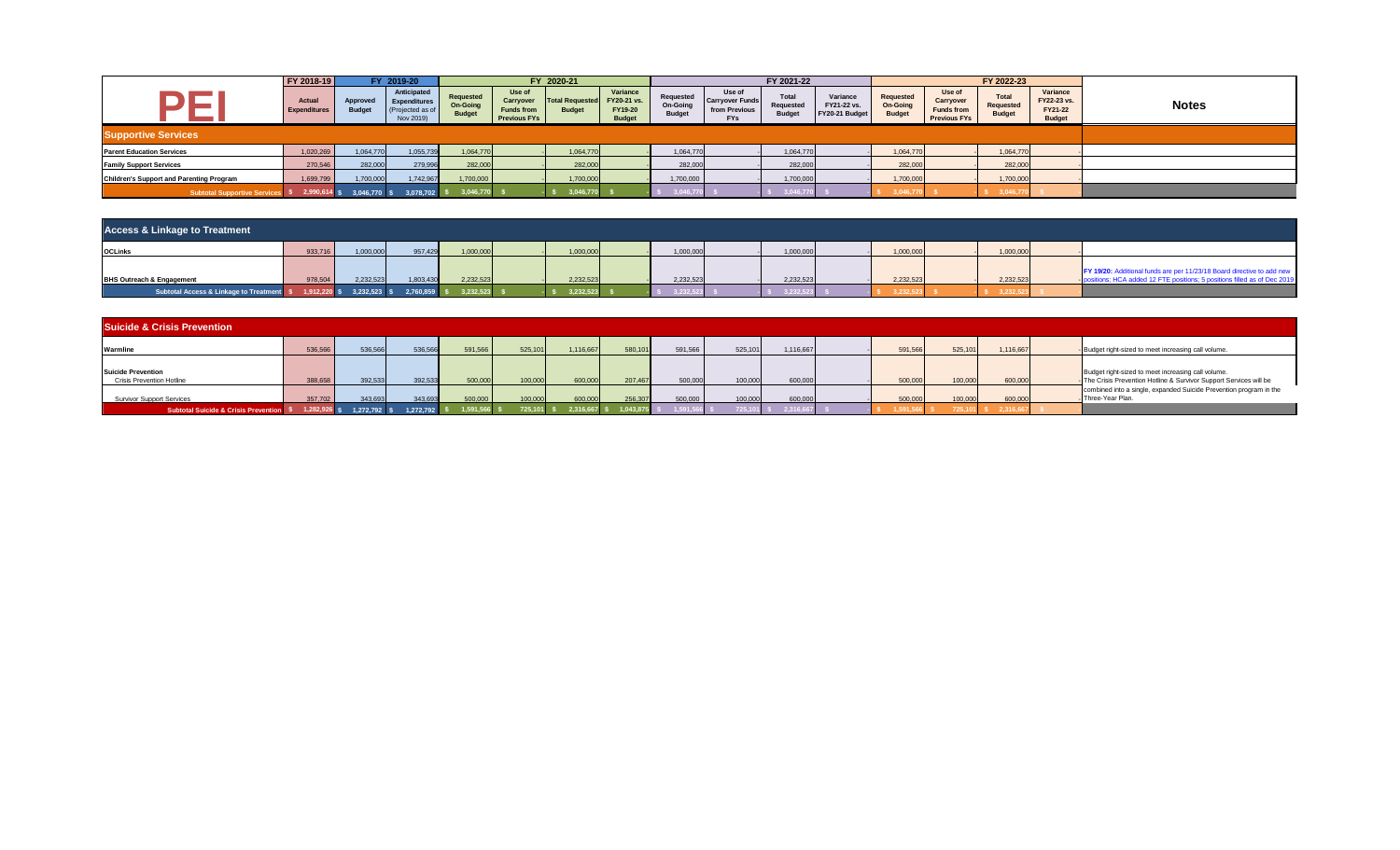# PEI

| PEI | FY 2018-19 Actual Expenditures | FY 2019-20 Approved Budget | FY 2019-20 Anticipated Expenditures (Projected as of Nov 2019) | FY 2020-21 Requested On-Going Budget | FY 2020-21 Use of Carryover Funds from Previous FYs | FY 2020-21 Total Requested Budget | FY 2020-21 Variance FY20-21 vs. FY19-20 Budget | FY 2021-22 Requested On-Going Budget | FY 2021-22 Use of Carryover Funds from Previous FYs | FY 2021-22 Total Requested Budget | FY 2021-22 Variance FY21-22 vs. FY20-21 Budget | FY 2022-23 Requested On-Going Budget | FY 2022-23 Use of Carryover Funds from Previous FYs | FY 2022-23 Total Requested Budget | FY 2022-23 Variance FY22-23 vs. FY21-22 Budget | Notes |
|---|---|---|---|---|---|---|---|---|---|---|---|---|---|---|---|---|
| **Supportive Services** | | | | | | | | | | | | | | | | |
| Parent Education Services | 1,020,269 | 1,064,770 | 1,055,739 | 1,064,770 | - | 1,064,770 | - | 1,064,770 | - | 1,064,770 | - | 1,064,770 | - | 1,064,770 | - | |
| Family Support Services | 270,546 | 282,000 | 279,996 | 282,000 | - | 282,000 | - | 282,000 | - | 282,000 | - | 282,000 | - | 282,000 | - | |
| Children's Support and Parenting Program | 1,699,799 | 1,700,000 | 1,742,967 | 1,700,000 | - | 1,700,000 | - | 1,700,000 | - | 1,700,000 | - | 1,700,000 | - | 1,700,000 | - | |
| **Subtotal Supportive Services** | $ 2,990,614 | $ 3,046,770 | $ 3,078,702 | $ 3,046,770 | $ - | $ 3,046,770 | $ - | $ 3,046,770 | $ - | $ 3,046,770 | $ - | $ 3,046,770 | $ - | $ 3,046,770 | $ - | |
| **Access & Linkage to Treatment** | | | | | | | | | | | | | | | | |
| OCLinks | 933,716 | 1,000,000 | 957,429 | 1,000,000 | - | 1,000,000 | - | 1,000,000 | - | 1,000,000 | - | 1,000,000 | - | 1,000,000 | - | |
| BHS Outreach & Engagement | 978,504 | 2,232,523 | 1,803,430 | 2,232,523 | - | 2,232,523 | - | 2,232,523 | - | 2,232,523 | - | 2,232,523 | - | 2,232,523 | - | **FY 19/20:** Additional funds are per 11/23/18 Board directive to add new positions; HCA added 12 FTE positions; 5 positions filled as of Dec 2019 |
| **Subtotal Access & Linkage to Treatment** | $ 1,912,220 | $ 3,232,523 | $ 2,760,859 | $ 3,232,523 | $ - | $ 3,232,523 | $ - | $ 3,232,523 | $ - | $ 3,232,523 | $ - | $ 3,232,523 | $ - | $ 3,232,523 | $ - | |
| **Suicide & Crisis Prevention** | | | | | | | | | | | | | | | | |
| Warmline | 536,566 | 536,566 | 536,566 | 591,566 | 525,101 | 1,116,667 | 580,101 | 591,566 | 525,101 | 1,116,667 | - | 591,566 | 525,101 | 1,116,667 | - | Budget right-sized to meet increasing call volume. |
| **Suicide Prevention** | | | | | | | | | | | | | | | | |
| Crisis Prevention Hotline | 388,658 | 392,533 | 392,533 | 500,000 | 100,000 | 600,000 | 207,467 | 500,000 | 100,000 | 600,000 | - | 500,000 | 100,000 | 600,000 | - | Budget right-sized to meet increasing call volume. The Crisis Prevention Hotline & Survivor Support Services will be combined into a single, expanded Suicide Prevention program in the Three-Year Plan. |
| Survivor Support Services | 357,702 | 343,693 | 343,693 | 500,000 | 100,000 | 600,000 | 256,307 | 500,000 | 100,000 | 600,000 | - | 500,000 | 100,000 | 600,000 | - | |
| **Subtotal Suicide & Crisis Prevention** | $ 1,282,926 | $ 1,272,792 | $ 1,272,792 | $ 1,591,566 | $ 725,101 | $ 2,316,667 | $ 1,043,875 | $ 1,591,566 | $ 725,101 | $ 2,316,667 | $ - | $ 1,591,566 | $ 725,101 | $ 2,316,667 | $ - | |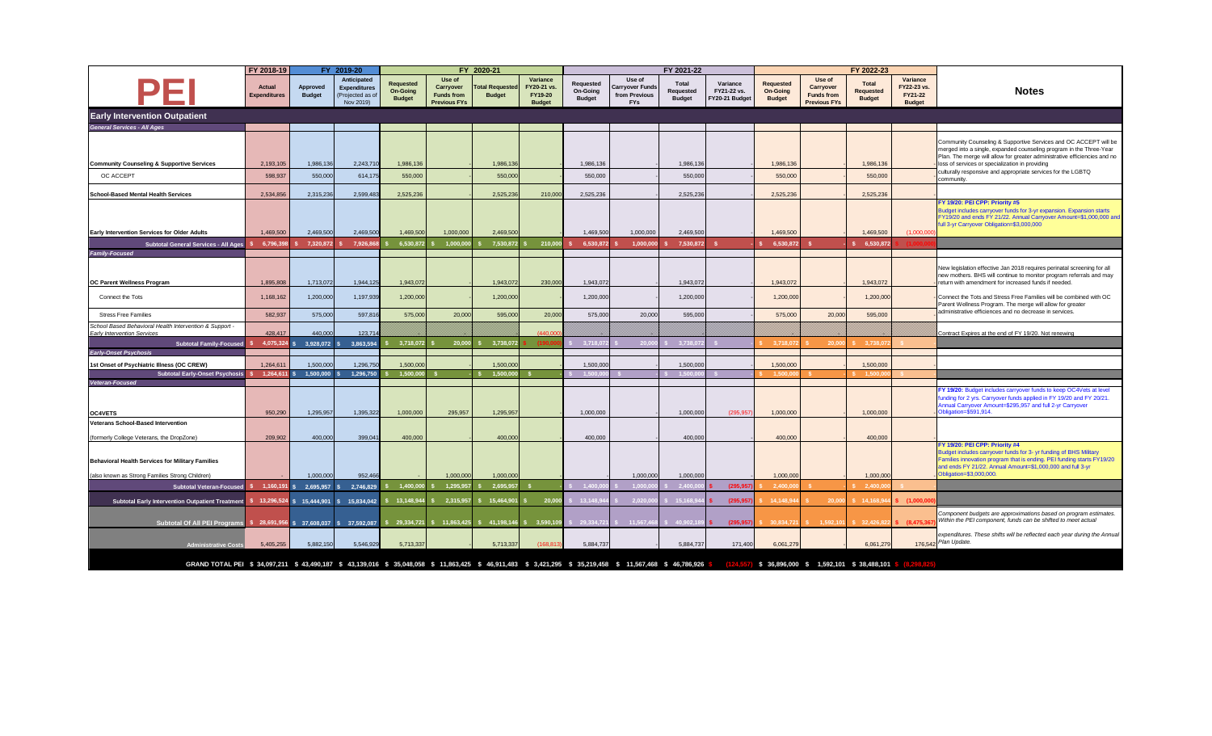# PEI

| | FY 2018-19 | FY 2019-20 | | FY 2020-21 | | | | FY 2021-22 | | | | FY 2022-23 | | | | |
|---|---|---|---|---|---|---|---|---|---|---|---|---|---|---|---|---|
| | Actual Expenditures | Approved Budget | Anticipated Expenditures (Projected as of Nov 2019) | Requested On-Going Budget | Use of Carryover Funds from Previous FYs | Total Requested Budget | Variance FY20-21 vs. FY19-20 Budget | Requested On-Going Budget | Use of Carryover Funds from Previous FYs | Total Requested Budget | Variance FY21-22 vs. FY20-21 Budget | Requested On-Going Budget | Use of Carryover Funds from Previous FYs | Total Requested Budget | Variance FY22-23 vs. FY21-22 Budget | Notes |
| **Early Intervention Outpatient** | | | | | | | | | | | | | | | | |
| *General Services - All Ages* | | | | | | | | | | | | | | | | |
| **Community Counseling & Supportive Services** | 2,193,105 | 1,986,136 | 2,243,710 | 1,986,136 | - | 1,986,136 | | 1,986,136 | - | 1,986,136 | - | 1,986,136 | | 1,986,136 | | Community Counseling & Supportive Services and OC ACCEPT will be merged into a single, expanded counseling program in the Three-Year Plan. The merge will allow for greater administrative efficiencies and no loss of services or specialization in providing culturally responsive and appropriate services for the LGBTQ community. |
| OC ACCEPT | 598,937 | 550,000 | 614,175 | 550,000 | - | 550,000 | | 550,000 | - | 550,000 | - | 550,000 | | 550,000 | | |
| **School-Based Mental Health Services** | 2,534,856 | 2,315,236 | 2,599,483 | 2,525,236 | - | 2,525,236 | 210,000 | 2,525,236 | - | 2,525,236 | - | 2,525,236 | | 2,525,236 | | |
| **Early Intervention Services for Older Adults** | 1,469,500 | 2,469,500 | 2,469,500 | 1,469,500 | 1,000,000 | 2,469,500 | | 1,469,500 | 1,000,000 | 2,469,500 | - | 1,469,500 | | 1,469,500 | (1,000,000) | FY 19/20: PEI CPP: Priority #5 Budget includes carryover funds for 3-yr expansion. Expansion starts FY19/20 and ends FY 21/22. Annual Carryover Amount=$1,000,000 and full 3-yr Carryover Obligation=$3,000,000 |
| **Subtotal General Services - All Ages** | $ 6,796,398 | $ 7,320,872 | $ 7,926,868 | $ 6,530,872 | $ 1,000,000 | $ 7,530,872 | $ 210,000 | $ 6,530,872 | $ 1,000,000 | $ 7,530,872 | $ - | $ 6,530,872 | $ - | $ 6,530,872 | $ (1,000,000) | |
| *Family-Focused* | | | | | | | | | | | | | | | | |
| **OC Parent Wellness Program** | 1,895,808 | 1,713,072 | 1,944,125 | 1,943,072 | - | 1,943,072 | 230,000 | 1,943,072 | - | 1,943,072 | - | 1,943,072 | | 1,943,072 | | New legislation effective Jan 2018 requires perinatal screening for all new mothers. BHS will continue to monitor program referrals and may return with amendment for increased funds if needed. |
| Connect the Tots | 1,168,162 | 1,200,000 | 1,197,939 | 1,200,000 | - | 1,200,000 | | 1,200,000 | - | 1,200,000 | - | 1,200,000 | | 1,200,000 | | Connect the Tots and Stress Free Families will be combined with OC Parent Wellness Program. The merge will allow for greater administrative efficiencies and no decrease in services. |
| Stress Free Families | 582,937 | 575,000 | 597,816 | 575,000 | 20,000 | 595,000 | 20,000 | 575,000 | 20,000 | 595,000 | - | 575,000 | 20,000 | 595,000 | | |
| *School Based Behavioral Health Intervention & Support - Early Intervention Services* | 428,417 | 440,000 | 123,714 | | | | (440,000) | | | | | | | | | Contract Expires at the end of FY 19/20. Not renewing |
| **Subtotal Family-Focused** | $ 4,075,324 | $ 3,928,072 | $ 3,863,594 | $ 3,718,072 | $ 20,000 | $ 3,738,072 | $ (190,000) | $ 3,718,072 | $ 20,000 | $ 3,738,072 | $ - | $ 3,718,072 | $ 20,000 | $ 3,738,072 | $ - | |
| *Early-Onset Psychosis* | | | | | | | | | | | | | | | | |
| **1st Onset of Psychiatric Illness (OC CREW)** | 1,264,611 | 1,500,000 | 1,296,750 | 1,500,000 | - | 1,500,000 | | 1,500,000 | - | 1,500,000 | - | 1,500,000 | | 1,500,000 | | |
| **Subtotal Early-Onset Psychosis** | $ 1,264,611 | $ 1,500,000 | $ 1,296,750 | $ 1,500,000 | $ - | $ 1,500,000 | $ - | $ 1,500,000 | $ - | $ 1,500,000 | $ - | $ 1,500,000 | $ - | $ 1,500,000 | $ - | |
| *Veteran-Focused* | | | | | | | | | | | | | | | | |
| **OC4VETS** | 950,290 | 1,295,957 | 1,395,322 | 1,000,000 | 295,957 | 1,295,957 | | 1,000,000 | - | 1,000,000 | (295,957) | 1,000,000 | | 1,000,000 | | FY 19/20: Budget includes carryover funds to keep OC4Vets at level funding for 2 yrs. Carryover funds applied in FY 19/20 and FY 20/21. Annual Carryover Amount=$295,957 and full 2-yr Carryover Obligation=$591,914. |
| **Veterans School-Based Intervention** (formerly College Veterans, the DropZone) | 209,902 | 400,000 | 399,041 | 400,000 | - | 400,000 | | 400,000 | - | 400,000 | - | 400,000 | | 400,000 | | |
| **Behavioral Health Services for Military Families** (also known as Strong Families Strong Children) | - | 1,000,000 | 952,466 | - | 1,000,000 | 1,000,000 | | - | 1,000,000 | 1,000,000 | - | 1,000,000 | | 1,000,000 | | FY 19/20: PEI CPP: Priority #4 Budget includes carryover funds for 3- yr funding of BHS Military Families innovation program that is ending. PEI funding starts FY19/20 and ends FY 21/22. Annual Amount=$1,000,000 and full 3-yr Obligation=$3,000,000. |
| **Subtotal Veteran-Focused** | $ 1,160,191 | $ 2,695,957 | $ 2,746,829 | $ 1,400,000 | $ 1,295,957 | $ 2,695,957 | $ - | $ 1,400,000 | $ 1,000,000 | $ 2,400,000 | $ (295,957) | $ 2,400,000 | $ - | $ 2,400,000 | $ - | |
| **Subtotal Early Intervention Outpatient Treatment** | $ 13,296,524 | $ 15,444,901 | $ 15,834,042 | $ 13,148,944 | $ 2,315,957 | $ 15,464,901 | $ 20,000 | $ 13,148,944 | $ 2,020,000 | $ 15,168,944 | $ (295,957) | $ 14,148,944 | $ 20,000 | $ 14,168,944 | $ (1,000,000) | |
| **Subtotal Of All PEI Programs** | $ 28,691,956 | $ 37,608,037 | $ 37,592,087 | $ 29,334,721 | $ 11,863,425 | $ 41,198,146 | $ 3,590,109 | $ 29,334,721 | $ 11,567,468 | $ 40,902,189 | $ (295,957) | $ 30,834,721 | $ 1,592,101 | $ 32,426,822 | $ (8,475,367) | Component budgets are approximations based on program estimates. Within the PEI component, funds can be shifted to meet actual expenditures. These shifts will be reflected each year during the Annual Plan Update. |
| **Administrative Costs** | 5,405,255 | 5,882,150 | 5,546,929 | 5,713,337 | | 5,713,337 | (168,813) | 5,884,737 | | 5,884,737 | 171,400 | 6,061,279 | | 6,061,279 | 176,542 | |
| **GRAND TOTAL PEI** | $ 34,097,211 | $ 43,490,187 | $ 43,139,016 | $ 35,048,058 | $ 11,863,425 | $ 46,911,483 | $ 3,421,295 | $ 35,219,458 | $ 11,567,468 | $ 46,786,926 | $ (124,557) | $ 36,896,000 | $ 1,592,101 | $ 38,488,101 | $ (8,298,825) | |